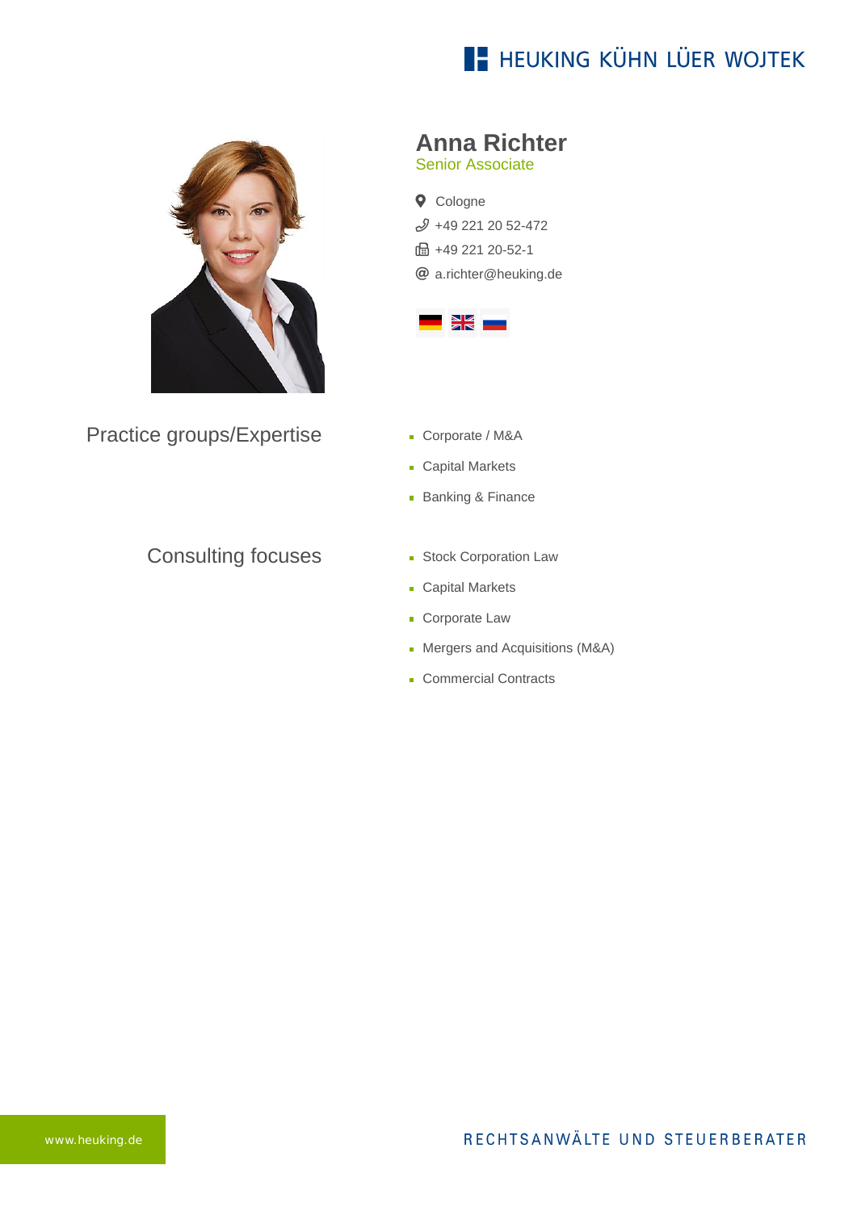HEUKING KÜHN LÜER WOJTEK

# Anna Richter

Senior Associate

Cologne
+49 221 20 52-472
+49 221 20-52-1
a.richter@heuking.de

## Practice groups/Expertise

- Corporate / M&A
- Capital Markets
- Banking & Finance

## Consulting focuses

- Stock Corporation Law
- Capital Markets
- Corporate Law
- Mergers and Acquisitions (M&A)
- Commercial Contracts

www.heuking.de

RECHTSANWÄLTE UND STEUERBERATER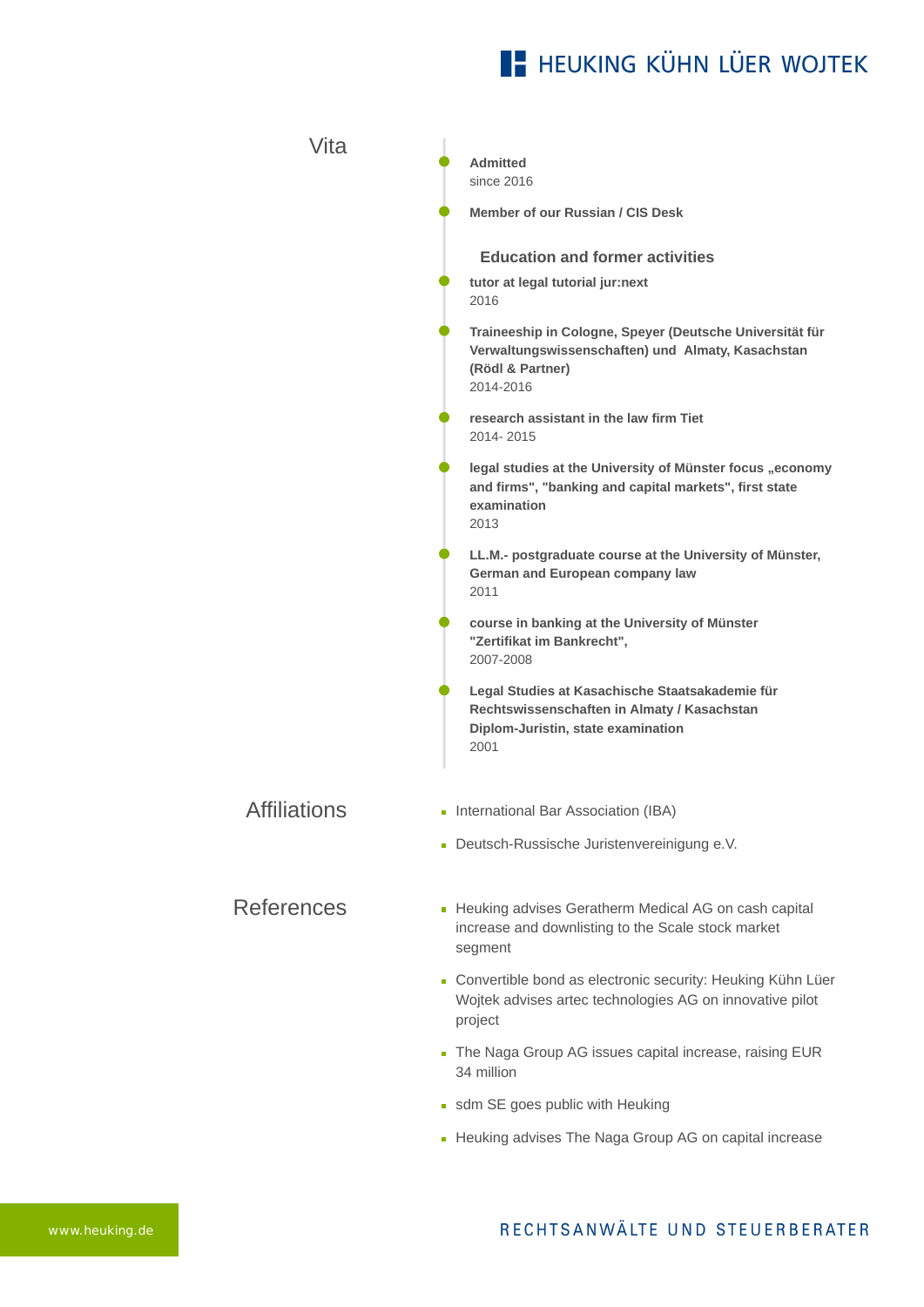## Vita

- **Admitted**
  since 2016
- **Member of our Russian / CIS Desk**

### Education and former activities

- **tutor at legal tutorial jur:next**
  2016
- **Traineeship in Cologne, Speyer (Deutsche Universität für Verwaltungswissenschaften) und Almaty, Kasachstan (Rödl & Partner)**
  2014-2016
- **research assistant in the law firm Tiet**
  2014- 2015
- **legal studies at the University of Münster focus „economy and firms", "banking and capital markets", first state examination**
  2013
- **LL.M.- postgraduate course at the University of Münster, German and European company law**
  2011
- **course in banking at the University of Münster "Zertifikat im Bankrecht",**
  2007-2008
- **Legal Studies at Kasachische Staatsakademie für Rechtswissenschaften in Almaty / Kasachstan Diplom-Juristin, state examination**
  2001

## Affiliations

- International Bar Association (IBA)
- Deutsch-Russische Juristenvereinigung e.V.

## References

- Heuking advises Geratherm Medical AG on cash capital increase and downlisting to the Scale stock market segment
- Convertible bond as electronic security: Heuking Kühn Lüer Wojtek advises artec technologies AG on innovative pilot project
- The Naga Group AG issues capital increase, raising EUR 34 million
- sdm SE goes public with Heuking
- Heuking advises The Naga Group AG on capital increase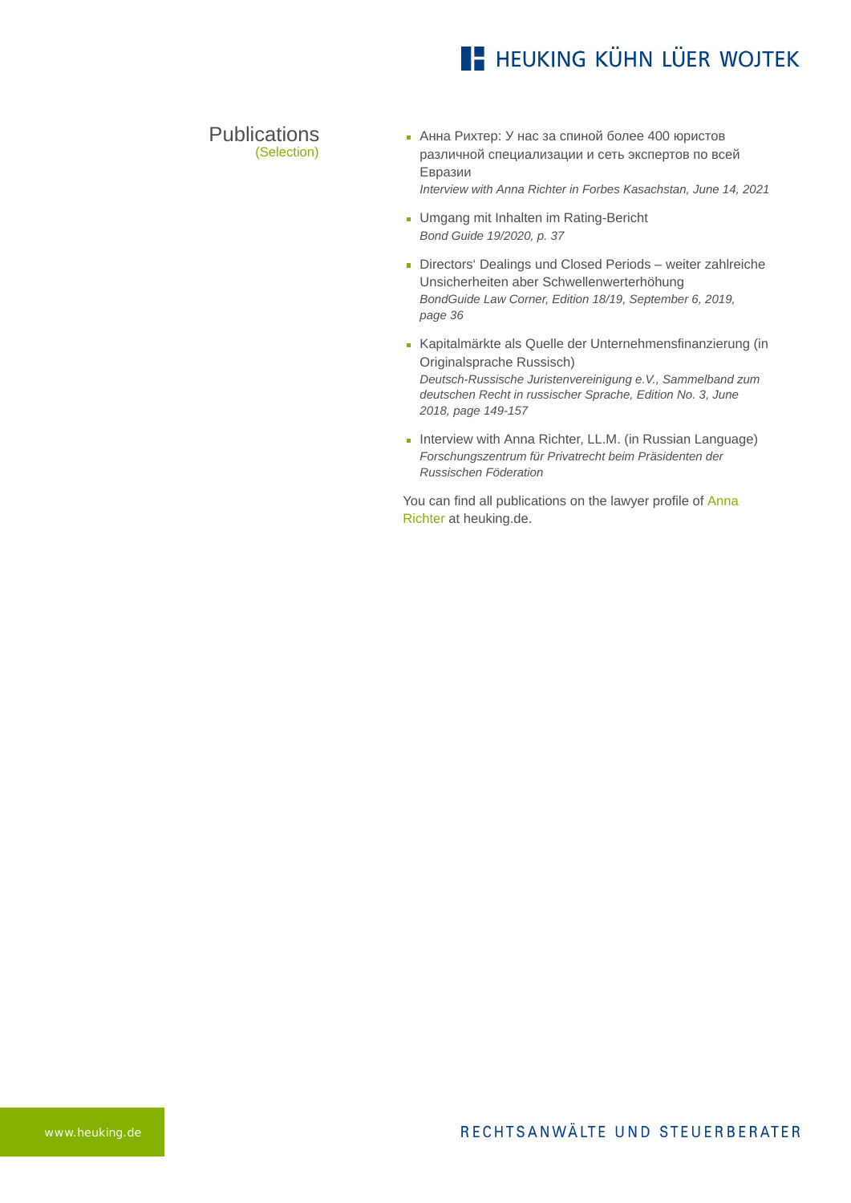## Publications
(Selection)

- Анна Рихтер: У нас за спиной более 400 юристов различной специализации и сеть экспертов по всей Евразии
  *Interview with Anna Richter in Forbes Kasachstan, June 14, 2021*
- Umgang mit Inhalten im Rating-Bericht
  *Bond Guide 19/2020, p. 37*
- Directors‘ Dealings und Closed Periods – weiter zahlreiche Unsicherheiten aber Schwellenwerterhöhung
  *BondGuide Law Corner, Edition 18/19, September 6, 2019, page 36*
- Kapitalmärkte als Quelle der Unternehmensfinanzierung (in Originalsprache Russisch)
  *Deutsch-Russische Juristenvereinigung e.V., Sammelband zum deutschen Recht in russischer Sprache, Edition No. 3, June 2018, page 149-157*
- Interview with Anna Richter, LL.M. (in Russian Language)
  *Forschungszentrum für Privatrecht beim Präsidenten der Russischen Föderation*

You can find all publications on the lawyer profile of Anna Richter at heuking.de.